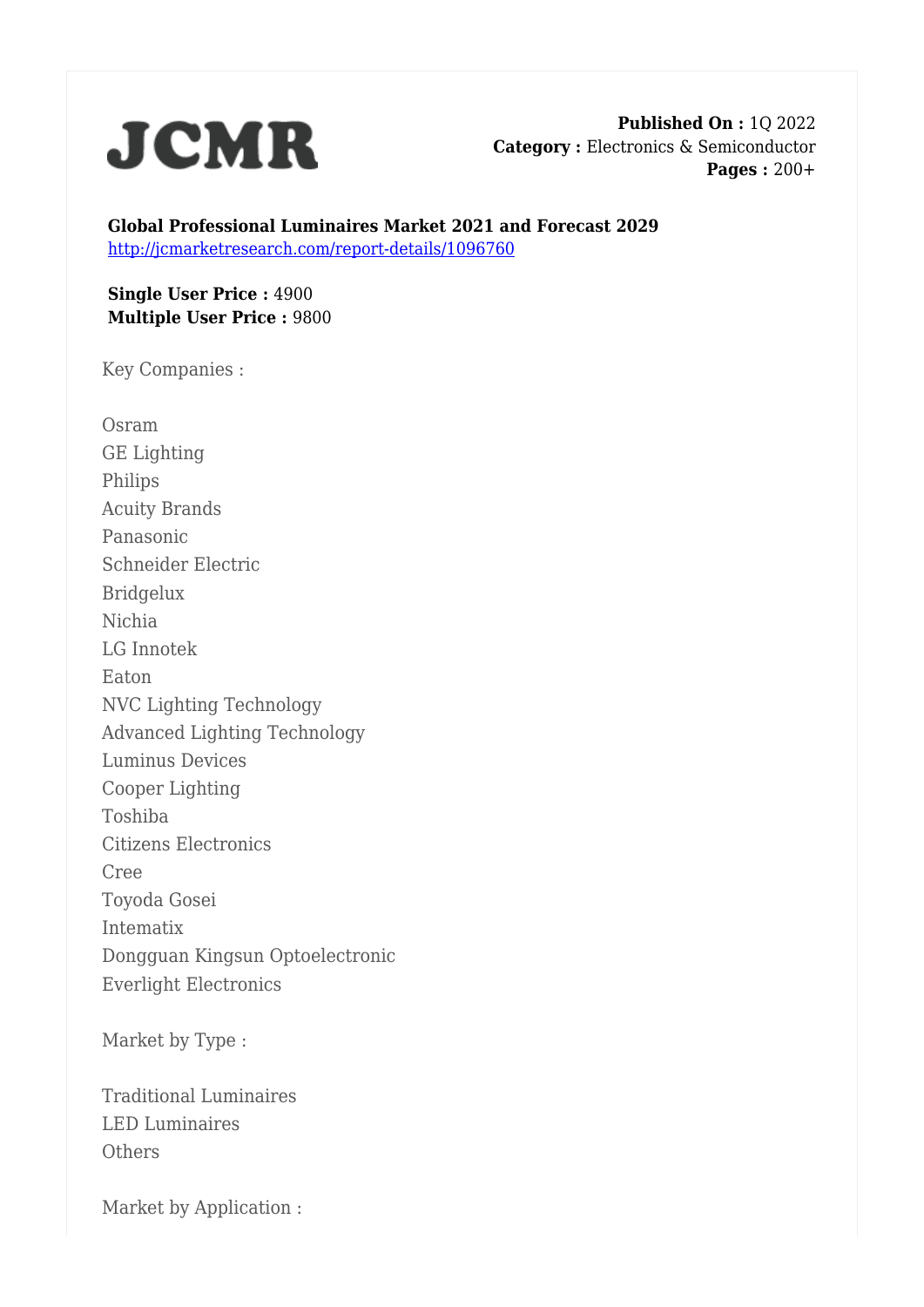**JCMR**

**Published On :** 1Q 2022
**Category :** Electronics & Semiconductor
**Pages :** 200+

**Global Professional Luminaires Market 2021 and Forecast 2029**
http://jcmarketresearch.com/report-details/1096760

**Single User Price :** 4900
**Multiple User Price :** 9800

Key Companies :

Osram
GE Lighting
Philips
Acuity Brands
Panasonic
Schneider Electric
Bridgelux
Nichia
LG Innotek
Eaton
NVC Lighting Technology
Advanced Lighting Technology
Luminus Devices
Cooper Lighting
Toshiba
Citizens Electronics
Cree
Toyoda Gosei
Intematix
Dongguan Kingsun Optoelectronic
Everlight Electronics

Market by Type :

Traditional Luminaires
LED Luminaires
Others

Market by Application :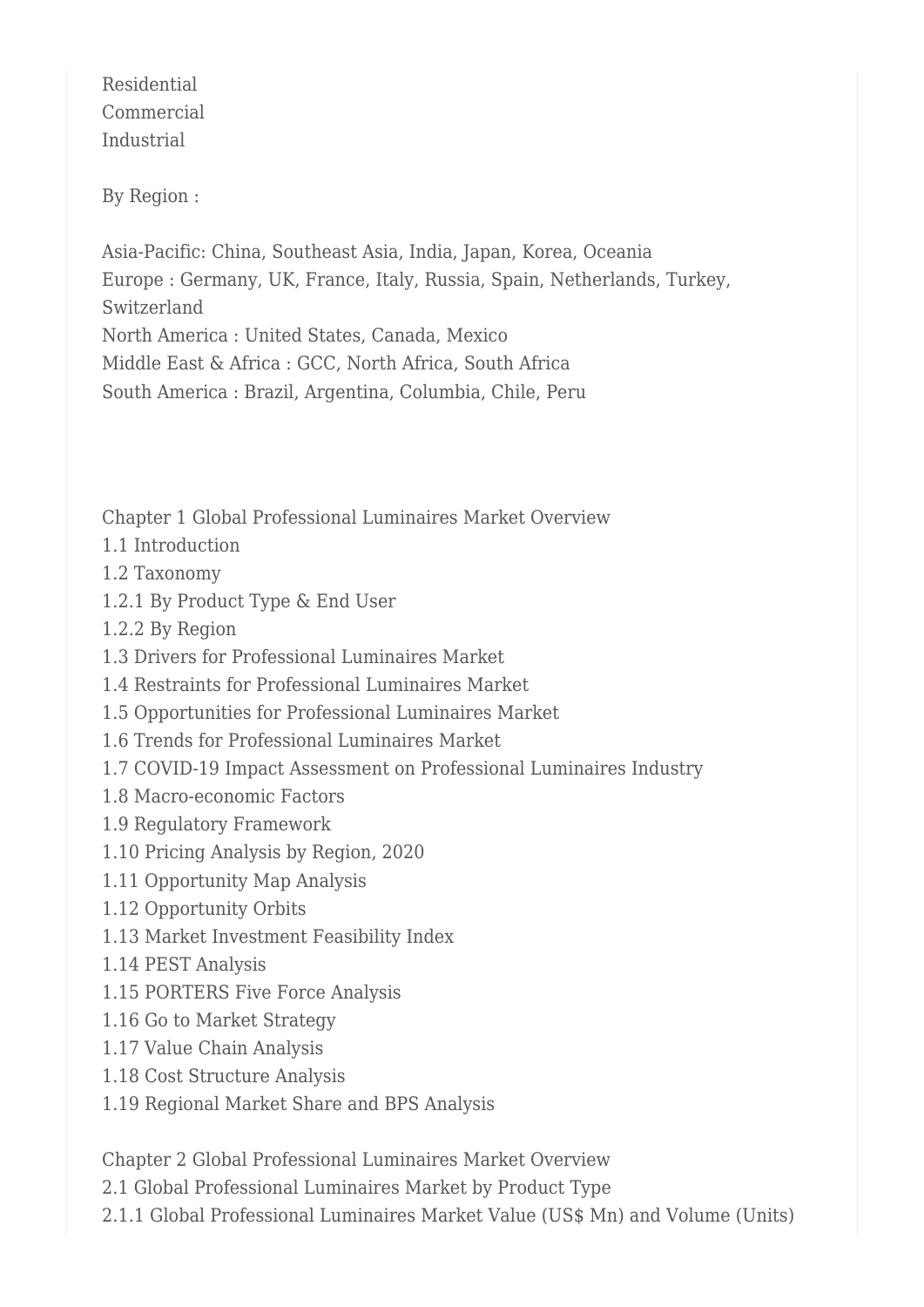Residential
Commercial
Industrial

By Region :

Asia-Pacific: China, Southeast Asia, India, Japan, Korea, Oceania
Europe : Germany, UK, France, Italy, Russia, Spain, Netherlands, Turkey, Switzerland
North America : United States, Canada, Mexico
Middle East & Africa : GCC, North Africa, South Africa
South America : Brazil, Argentina, Columbia, Chile, Peru

Chapter 1 Global Professional Luminaires Market Overview
1.1 Introduction
1.2 Taxonomy
1.2.1 By Product Type & End User
1.2.2 By Region
1.3 Drivers for Professional Luminaires Market
1.4 Restraints for Professional Luminaires Market
1.5 Opportunities for Professional Luminaires Market
1.6 Trends for Professional Luminaires Market
1.7 COVID-19 Impact Assessment on Professional Luminaires Industry
1.8 Macro-economic Factors
1.9 Regulatory Framework
1.10 Pricing Analysis by Region, 2020
1.11 Opportunity Map Analysis
1.12 Opportunity Orbits
1.13 Market Investment Feasibility Index
1.14 PEST Analysis
1.15 PORTERS Five Force Analysis
1.16 Go to Market Strategy
1.17 Value Chain Analysis
1.18 Cost Structure Analysis
1.19 Regional Market Share and BPS Analysis

Chapter 2 Global Professional Luminaires Market Overview
2.1 Global Professional Luminaires Market by Product Type
2.1.1 Global Professional Luminaires Market Value (US$ Mn) and Volume (Units)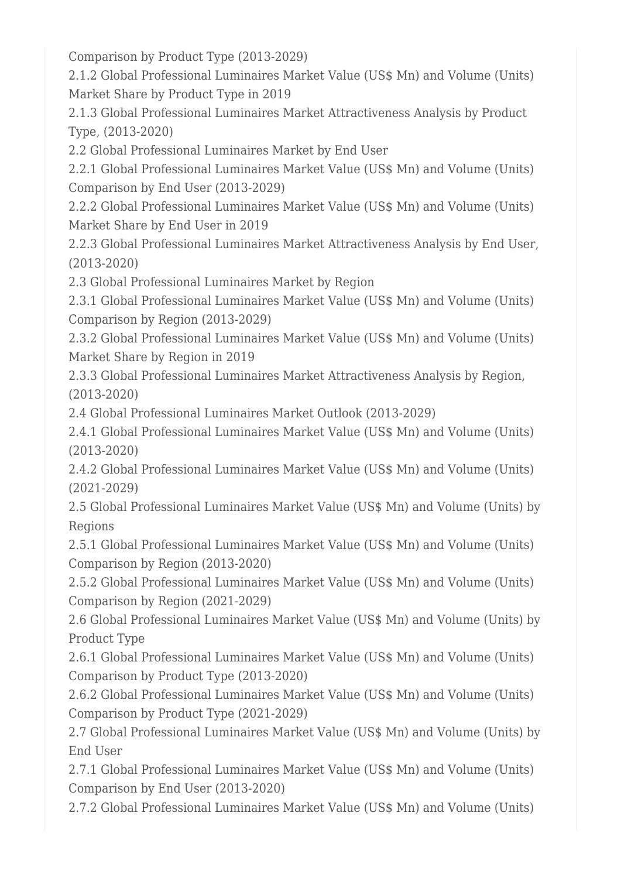Comparison by Product Type (2013-2029)

2.1.2 Global Professional Luminaires Market Value (US$ Mn) and Volume (Units) Market Share by Product Type in 2019

2.1.3 Global Professional Luminaires Market Attractiveness Analysis by Product Type, (2013-2020)

2.2 Global Professional Luminaires Market by End User

2.2.1 Global Professional Luminaires Market Value (US$ Mn) and Volume (Units) Comparison by End User (2013-2029)

2.2.2 Global Professional Luminaires Market Value (US$ Mn) and Volume (Units) Market Share by End User in 2019

2.2.3 Global Professional Luminaires Market Attractiveness Analysis by End User, (2013-2020)

2.3 Global Professional Luminaires Market by Region

2.3.1 Global Professional Luminaires Market Value (US$ Mn) and Volume (Units) Comparison by Region (2013-2029)

2.3.2 Global Professional Luminaires Market Value (US$ Mn) and Volume (Units) Market Share by Region in 2019

2.3.3 Global Professional Luminaires Market Attractiveness Analysis by Region, (2013-2020)

2.4 Global Professional Luminaires Market Outlook (2013-2029)

2.4.1 Global Professional Luminaires Market Value (US$ Mn) and Volume (Units) (2013-2020)

2.4.2 Global Professional Luminaires Market Value (US$ Mn) and Volume (Units) (2021-2029)

2.5 Global Professional Luminaires Market Value (US$ Mn) and Volume (Units) by Regions

2.5.1 Global Professional Luminaires Market Value (US$ Mn) and Volume (Units) Comparison by Region (2013-2020)

2.5.2 Global Professional Luminaires Market Value (US$ Mn) and Volume (Units) Comparison by Region (2021-2029)

2.6 Global Professional Luminaires Market Value (US$ Mn) and Volume (Units) by Product Type

2.6.1 Global Professional Luminaires Market Value (US$ Mn) and Volume (Units) Comparison by Product Type (2013-2020)

2.6.2 Global Professional Luminaires Market Value (US$ Mn) and Volume (Units) Comparison by Product Type (2021-2029)

2.7 Global Professional Luminaires Market Value (US$ Mn) and Volume (Units) by End User

2.7.1 Global Professional Luminaires Market Value (US$ Mn) and Volume (Units) Comparison by End User (2013-2020)

2.7.2 Global Professional Luminaires Market Value (US$ Mn) and Volume (Units)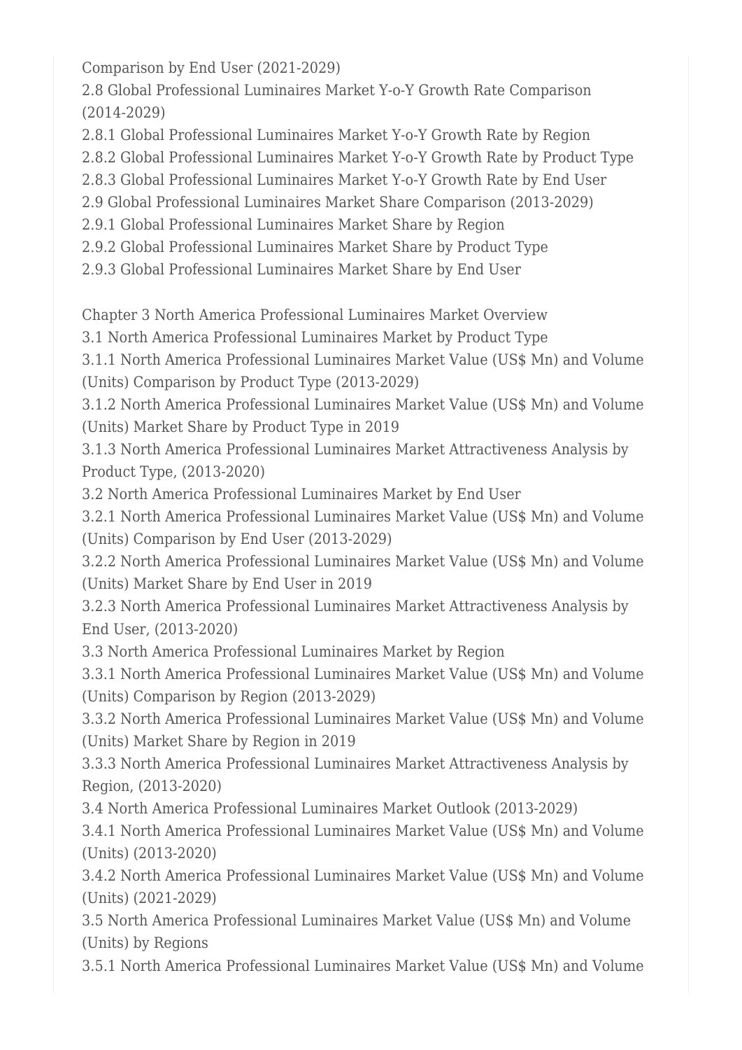Comparison by End User (2021-2029)

2.8 Global Professional Luminaires Market Y-o-Y Growth Rate Comparison (2014-2029)

2.8.1 Global Professional Luminaires Market Y-o-Y Growth Rate by Region

2.8.2 Global Professional Luminaires Market Y-o-Y Growth Rate by Product Type

2.8.3 Global Professional Luminaires Market Y-o-Y Growth Rate by End User

2.9 Global Professional Luminaires Market Share Comparison (2013-2029)

2.9.1 Global Professional Luminaires Market Share by Region

2.9.2 Global Professional Luminaires Market Share by Product Type

2.9.3 Global Professional Luminaires Market Share by End User

Chapter 3 North America Professional Luminaires Market Overview

3.1 North America Professional Luminaires Market by Product Type

3.1.1 North America Professional Luminaires Market Value (US$ Mn) and Volume (Units) Comparison by Product Type (2013-2029)

3.1.2 North America Professional Luminaires Market Value (US$ Mn) and Volume (Units) Market Share by Product Type in 2019

3.1.3 North America Professional Luminaires Market Attractiveness Analysis by Product Type, (2013-2020)

3.2 North America Professional Luminaires Market by End User

3.2.1 North America Professional Luminaires Market Value (US$ Mn) and Volume (Units) Comparison by End User (2013-2029)

3.2.2 North America Professional Luminaires Market Value (US$ Mn) and Volume (Units) Market Share by End User in 2019

3.2.3 North America Professional Luminaires Market Attractiveness Analysis by End User, (2013-2020)

3.3 North America Professional Luminaires Market by Region

3.3.1 North America Professional Luminaires Market Value (US$ Mn) and Volume (Units) Comparison by Region (2013-2029)

3.3.2 North America Professional Luminaires Market Value (US$ Mn) and Volume (Units) Market Share by Region in 2019

3.3.3 North America Professional Luminaires Market Attractiveness Analysis by Region, (2013-2020)

3.4 North America Professional Luminaires Market Outlook (2013-2029)

3.4.1 North America Professional Luminaires Market Value (US$ Mn) and Volume (Units) (2013-2020)

3.4.2 North America Professional Luminaires Market Value (US$ Mn) and Volume (Units) (2021-2029)

3.5 North America Professional Luminaires Market Value (US$ Mn) and Volume (Units) by Regions

3.5.1 North America Professional Luminaires Market Value (US$ Mn) and Volume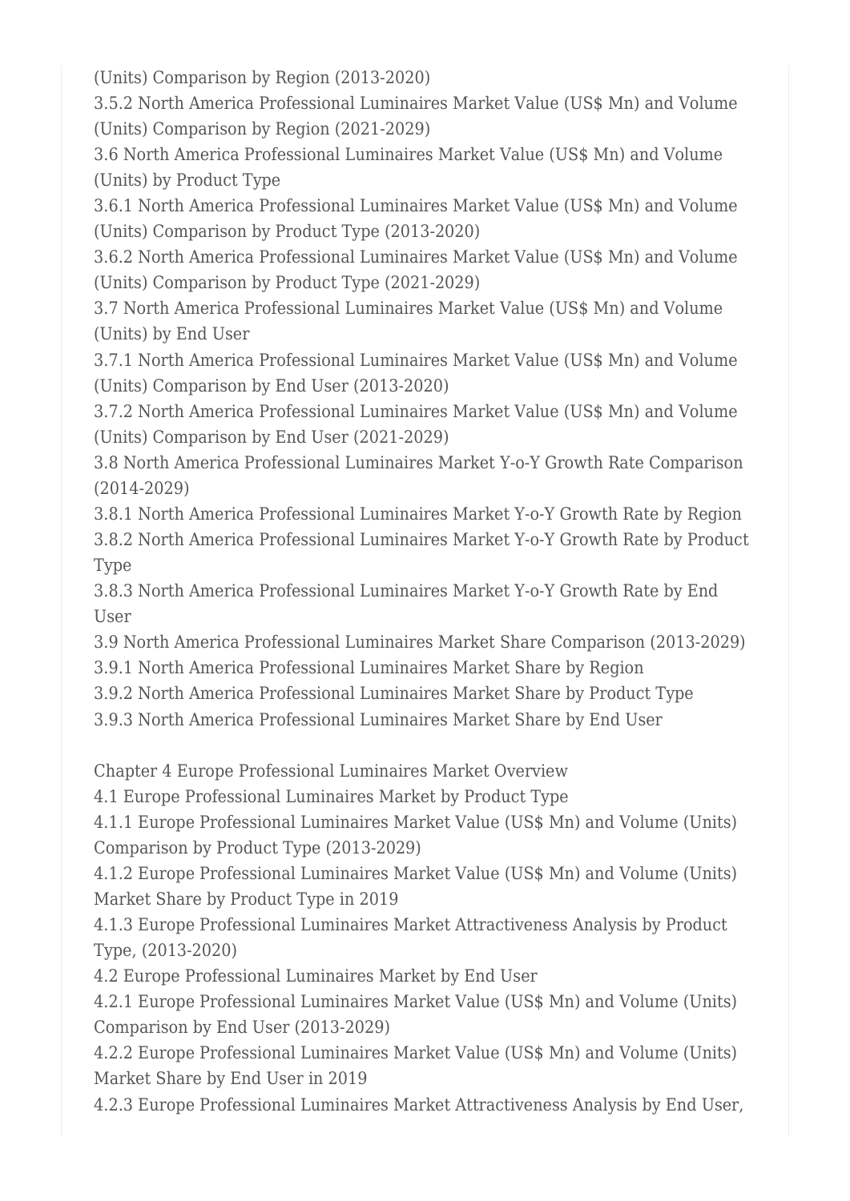(Units) Comparison by Region (2013-2020)

3.5.2 North America Professional Luminaires Market Value (US$ Mn) and Volume (Units) Comparison by Region (2021-2029)

3.6 North America Professional Luminaires Market Value (US$ Mn) and Volume (Units) by Product Type

3.6.1 North America Professional Luminaires Market Value (US$ Mn) and Volume (Units) Comparison by Product Type (2013-2020)

3.6.2 North America Professional Luminaires Market Value (US$ Mn) and Volume (Units) Comparison by Product Type (2021-2029)

3.7 North America Professional Luminaires Market Value (US$ Mn) and Volume (Units) by End User

3.7.1 North America Professional Luminaires Market Value (US$ Mn) and Volume (Units) Comparison by End User (2013-2020)

3.7.2 North America Professional Luminaires Market Value (US$ Mn) and Volume (Units) Comparison by End User (2021-2029)

3.8 North America Professional Luminaires Market Y-o-Y Growth Rate Comparison (2014-2029)

3.8.1 North America Professional Luminaires Market Y-o-Y Growth Rate by Region

3.8.2 North America Professional Luminaires Market Y-o-Y Growth Rate by Product Type

3.8.3 North America Professional Luminaires Market Y-o-Y Growth Rate by End User

3.9 North America Professional Luminaires Market Share Comparison (2013-2029)

3.9.1 North America Professional Luminaires Market Share by Region

3.9.2 North America Professional Luminaires Market Share by Product Type

3.9.3 North America Professional Luminaires Market Share by End User

Chapter 4 Europe Professional Luminaires Market Overview

4.1 Europe Professional Luminaires Market by Product Type

4.1.1 Europe Professional Luminaires Market Value (US$ Mn) and Volume (Units) Comparison by Product Type (2013-2029)

4.1.2 Europe Professional Luminaires Market Value (US$ Mn) and Volume (Units) Market Share by Product Type in 2019

4.1.3 Europe Professional Luminaires Market Attractiveness Analysis by Product Type, (2013-2020)

4.2 Europe Professional Luminaires Market by End User

4.2.1 Europe Professional Luminaires Market Value (US$ Mn) and Volume (Units) Comparison by End User (2013-2029)

4.2.2 Europe Professional Luminaires Market Value (US$ Mn) and Volume (Units) Market Share by End User in 2019

4.2.3 Europe Professional Luminaires Market Attractiveness Analysis by End User,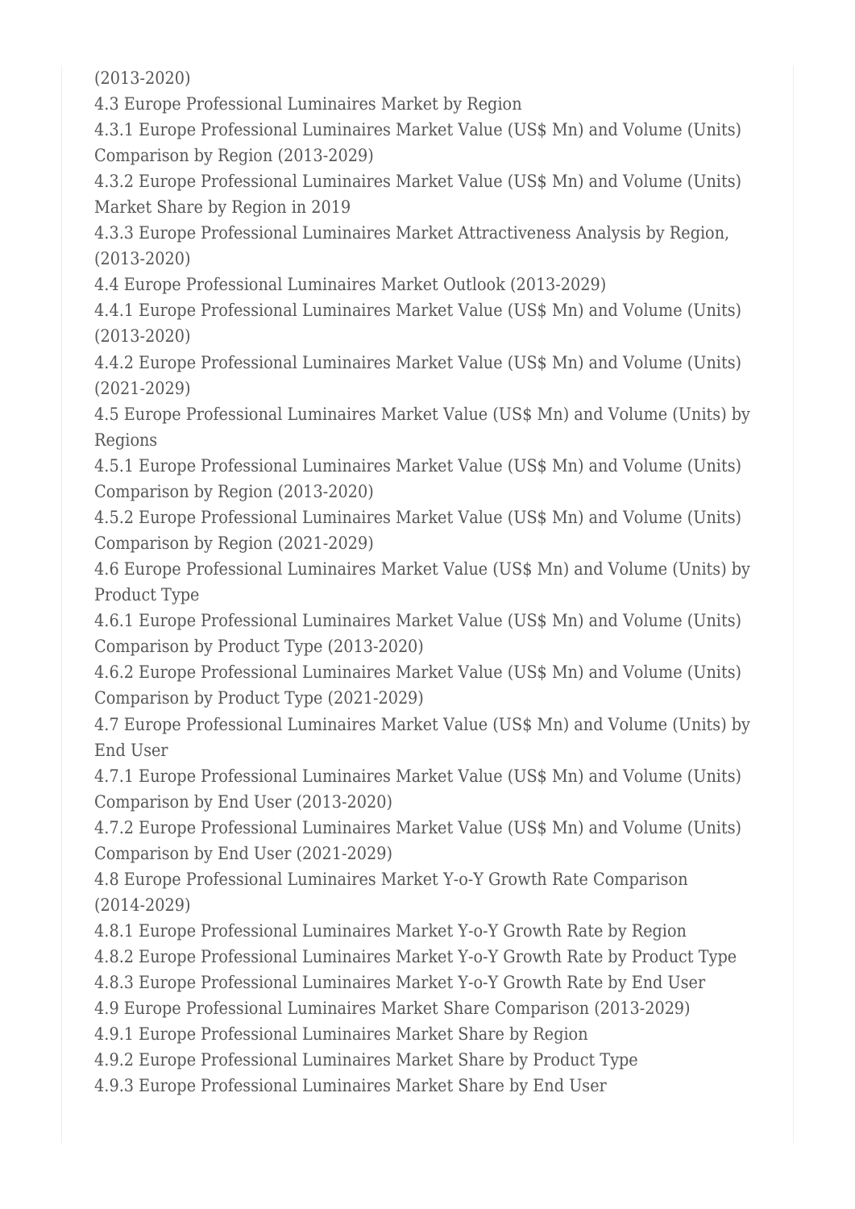(2013-2020)

4.3 Europe Professional Luminaires Market by Region

4.3.1 Europe Professional Luminaires Market Value (US$ Mn) and Volume (Units) Comparison by Region (2013-2029)

4.3.2 Europe Professional Luminaires Market Value (US$ Mn) and Volume (Units) Market Share by Region in 2019

4.3.3 Europe Professional Luminaires Market Attractiveness Analysis by Region, (2013-2020)

4.4 Europe Professional Luminaires Market Outlook (2013-2029)

4.4.1 Europe Professional Luminaires Market Value (US$ Mn) and Volume (Units) (2013-2020)

4.4.2 Europe Professional Luminaires Market Value (US$ Mn) and Volume (Units) (2021-2029)

4.5 Europe Professional Luminaires Market Value (US$ Mn) and Volume (Units) by Regions

4.5.1 Europe Professional Luminaires Market Value (US$ Mn) and Volume (Units) Comparison by Region (2013-2020)

4.5.2 Europe Professional Luminaires Market Value (US$ Mn) and Volume (Units) Comparison by Region (2021-2029)

4.6 Europe Professional Luminaires Market Value (US$ Mn) and Volume (Units) by Product Type

4.6.1 Europe Professional Luminaires Market Value (US$ Mn) and Volume (Units) Comparison by Product Type (2013-2020)

4.6.2 Europe Professional Luminaires Market Value (US$ Mn) and Volume (Units) Comparison by Product Type (2021-2029)

4.7 Europe Professional Luminaires Market Value (US$ Mn) and Volume (Units) by End User

4.7.1 Europe Professional Luminaires Market Value (US$ Mn) and Volume (Units) Comparison by End User (2013-2020)

4.7.2 Europe Professional Luminaires Market Value (US$ Mn) and Volume (Units) Comparison by End User (2021-2029)

4.8 Europe Professional Luminaires Market Y-o-Y Growth Rate Comparison (2014-2029)

4.8.1 Europe Professional Luminaires Market Y-o-Y Growth Rate by Region

4.8.2 Europe Professional Luminaires Market Y-o-Y Growth Rate by Product Type

4.8.3 Europe Professional Luminaires Market Y-o-Y Growth Rate by End User

4.9 Europe Professional Luminaires Market Share Comparison (2013-2029)

4.9.1 Europe Professional Luminaires Market Share by Region

4.9.2 Europe Professional Luminaires Market Share by Product Type

4.9.3 Europe Professional Luminaires Market Share by End User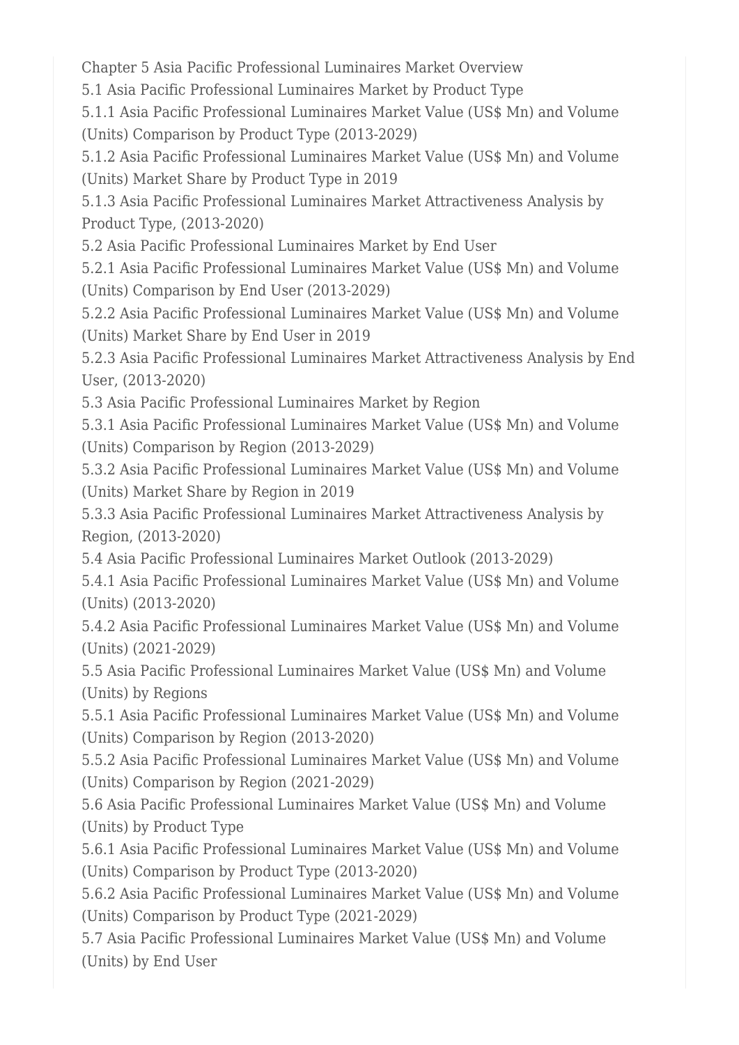Chapter 5 Asia Pacific Professional Luminaires Market Overview
5.1 Asia Pacific Professional Luminaires Market by Product Type
5.1.1 Asia Pacific Professional Luminaires Market Value (US$ Mn) and Volume (Units) Comparison by Product Type (2013-2029)
5.1.2 Asia Pacific Professional Luminaires Market Value (US$ Mn) and Volume (Units) Market Share by Product Type in 2019
5.1.3 Asia Pacific Professional Luminaires Market Attractiveness Analysis by Product Type, (2013-2020)
5.2 Asia Pacific Professional Luminaires Market by End User
5.2.1 Asia Pacific Professional Luminaires Market Value (US$ Mn) and Volume (Units) Comparison by End User (2013-2029)
5.2.2 Asia Pacific Professional Luminaires Market Value (US$ Mn) and Volume (Units) Market Share by End User in 2019
5.2.3 Asia Pacific Professional Luminaires Market Attractiveness Analysis by End User, (2013-2020)
5.3 Asia Pacific Professional Luminaires Market by Region
5.3.1 Asia Pacific Professional Luminaires Market Value (US$ Mn) and Volume (Units) Comparison by Region (2013-2029)
5.3.2 Asia Pacific Professional Luminaires Market Value (US$ Mn) and Volume (Units) Market Share by Region in 2019
5.3.3 Asia Pacific Professional Luminaires Market Attractiveness Analysis by Region, (2013-2020)
5.4 Asia Pacific Professional Luminaires Market Outlook (2013-2029)
5.4.1 Asia Pacific Professional Luminaires Market Value (US$ Mn) and Volume (Units) (2013-2020)
5.4.2 Asia Pacific Professional Luminaires Market Value (US$ Mn) and Volume (Units) (2021-2029)
5.5 Asia Pacific Professional Luminaires Market Value (US$ Mn) and Volume (Units) by Regions
5.5.1 Asia Pacific Professional Luminaires Market Value (US$ Mn) and Volume (Units) Comparison by Region (2013-2020)
5.5.2 Asia Pacific Professional Luminaires Market Value (US$ Mn) and Volume (Units) Comparison by Region (2021-2029)
5.6 Asia Pacific Professional Luminaires Market Value (US$ Mn) and Volume (Units) by Product Type
5.6.1 Asia Pacific Professional Luminaires Market Value (US$ Mn) and Volume (Units) Comparison by Product Type (2013-2020)
5.6.2 Asia Pacific Professional Luminaires Market Value (US$ Mn) and Volume (Units) Comparison by Product Type (2021-2029)
5.7 Asia Pacific Professional Luminaires Market Value (US$ Mn) and Volume (Units) by End User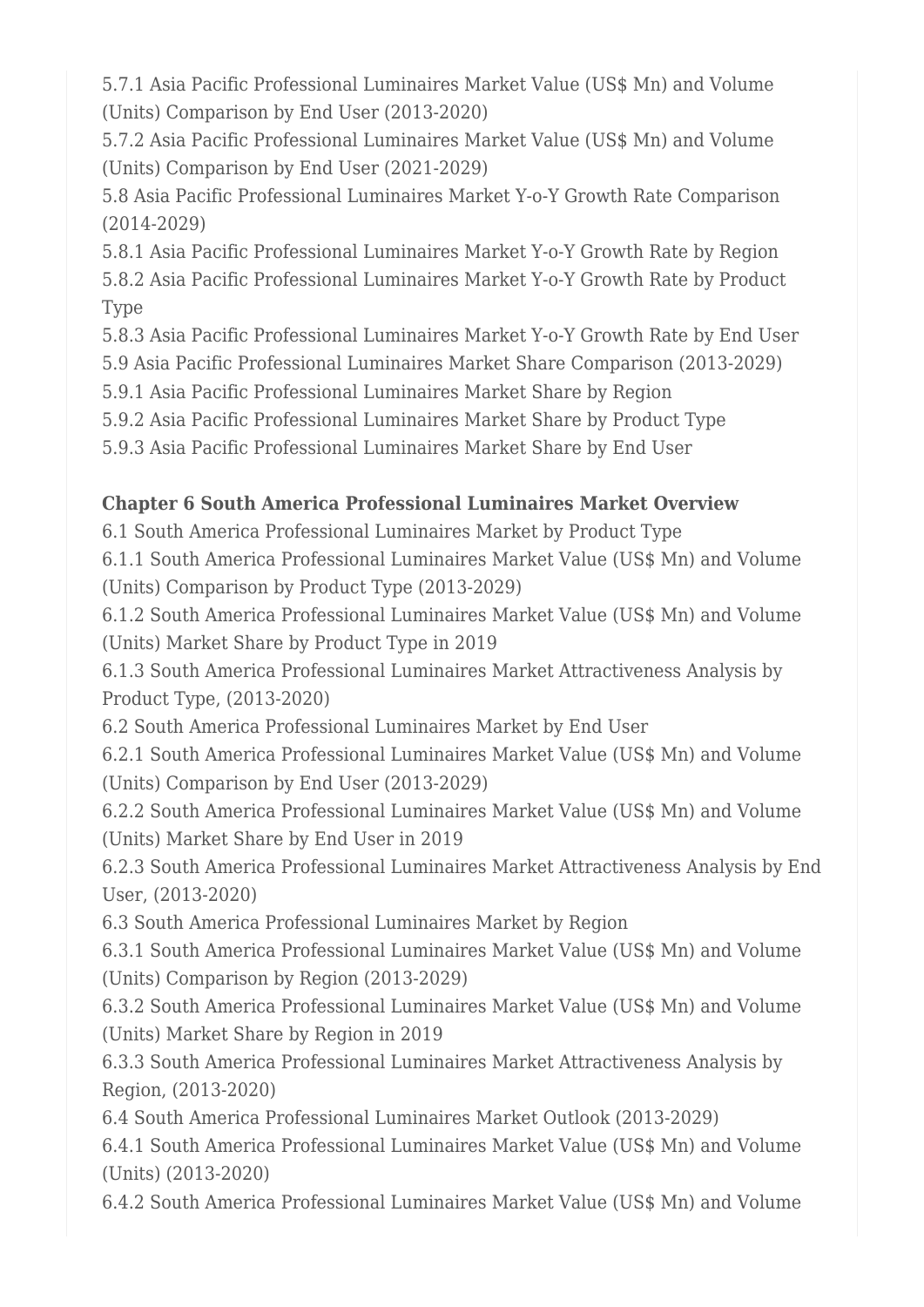5.7.1 Asia Pacific Professional Luminaires Market Value (US$ Mn) and Volume (Units) Comparison by End User (2013-2020)

5.7.2 Asia Pacific Professional Luminaires Market Value (US$ Mn) and Volume (Units) Comparison by End User (2021-2029)

5.8 Asia Pacific Professional Luminaires Market Y-o-Y Growth Rate Comparison (2014-2029)

5.8.1 Asia Pacific Professional Luminaires Market Y-o-Y Growth Rate by Region

5.8.2 Asia Pacific Professional Luminaires Market Y-o-Y Growth Rate by Product Type

5.8.3 Asia Pacific Professional Luminaires Market Y-o-Y Growth Rate by End User

5.9 Asia Pacific Professional Luminaires Market Share Comparison (2013-2029)

5.9.1 Asia Pacific Professional Luminaires Market Share by Region

5.9.2 Asia Pacific Professional Luminaires Market Share by Product Type

5.9.3 Asia Pacific Professional Luminaires Market Share by End User

**Chapter 6 South America Professional Luminaires Market Overview**

6.1 South America Professional Luminaires Market by Product Type

6.1.1 South America Professional Luminaires Market Value (US$ Mn) and Volume (Units) Comparison by Product Type (2013-2029)

6.1.2 South America Professional Luminaires Market Value (US$ Mn) and Volume (Units) Market Share by Product Type in 2019

6.1.3 South America Professional Luminaires Market Attractiveness Analysis by Product Type, (2013-2020)

6.2 South America Professional Luminaires Market by End User

6.2.1 South America Professional Luminaires Market Value (US$ Mn) and Volume (Units) Comparison by End User (2013-2029)

6.2.2 South America Professional Luminaires Market Value (US$ Mn) and Volume (Units) Market Share by End User in 2019

6.2.3 South America Professional Luminaires Market Attractiveness Analysis by End User, (2013-2020)

6.3 South America Professional Luminaires Market by Region

6.3.1 South America Professional Luminaires Market Value (US$ Mn) and Volume (Units) Comparison by Region (2013-2029)

6.3.2 South America Professional Luminaires Market Value (US$ Mn) and Volume (Units) Market Share by Region in 2019

6.3.3 South America Professional Luminaires Market Attractiveness Analysis by Region, (2013-2020)

6.4 South America Professional Luminaires Market Outlook (2013-2029)

6.4.1 South America Professional Luminaires Market Value (US$ Mn) and Volume (Units) (2013-2020)

6.4.2 South America Professional Luminaires Market Value (US$ Mn) and Volume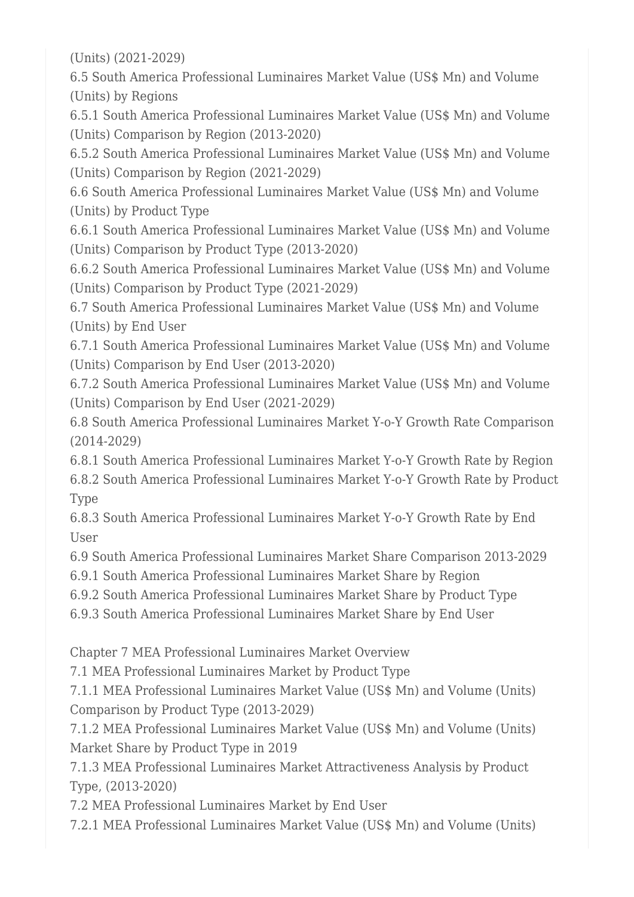(Units) (2021-2029)

6.5 South America Professional Luminaires Market Value (US$ Mn) and Volume (Units) by Regions

6.5.1 South America Professional Luminaires Market Value (US$ Mn) and Volume (Units) Comparison by Region (2013-2020)

6.5.2 South America Professional Luminaires Market Value (US$ Mn) and Volume (Units) Comparison by Region (2021-2029)

6.6 South America Professional Luminaires Market Value (US$ Mn) and Volume (Units) by Product Type

6.6.1 South America Professional Luminaires Market Value (US$ Mn) and Volume (Units) Comparison by Product Type (2013-2020)

6.6.2 South America Professional Luminaires Market Value (US$ Mn) and Volume (Units) Comparison by Product Type (2021-2029)

6.7 South America Professional Luminaires Market Value (US$ Mn) and Volume (Units) by End User

6.7.1 South America Professional Luminaires Market Value (US$ Mn) and Volume (Units) Comparison by End User (2013-2020)

6.7.2 South America Professional Luminaires Market Value (US$ Mn) and Volume (Units) Comparison by End User (2021-2029)

6.8 South America Professional Luminaires Market Y-o-Y Growth Rate Comparison (2014-2029)

6.8.1 South America Professional Luminaires Market Y-o-Y Growth Rate by Region

6.8.2 South America Professional Luminaires Market Y-o-Y Growth Rate by Product Type

6.8.3 South America Professional Luminaires Market Y-o-Y Growth Rate by End User

6.9 South America Professional Luminaires Market Share Comparison 2013-2029

6.9.1 South America Professional Luminaires Market Share by Region

6.9.2 South America Professional Luminaires Market Share by Product Type

6.9.3 South America Professional Luminaires Market Share by End User

Chapter 7 MEA Professional Luminaires Market Overview

7.1 MEA Professional Luminaires Market by Product Type

7.1.1 MEA Professional Luminaires Market Value (US$ Mn) and Volume (Units) Comparison by Product Type (2013-2029)

7.1.2 MEA Professional Luminaires Market Value (US$ Mn) and Volume (Units) Market Share by Product Type in 2019

7.1.3 MEA Professional Luminaires Market Attractiveness Analysis by Product Type, (2013-2020)

7.2 MEA Professional Luminaires Market by End User

7.2.1 MEA Professional Luminaires Market Value (US$ Mn) and Volume (Units)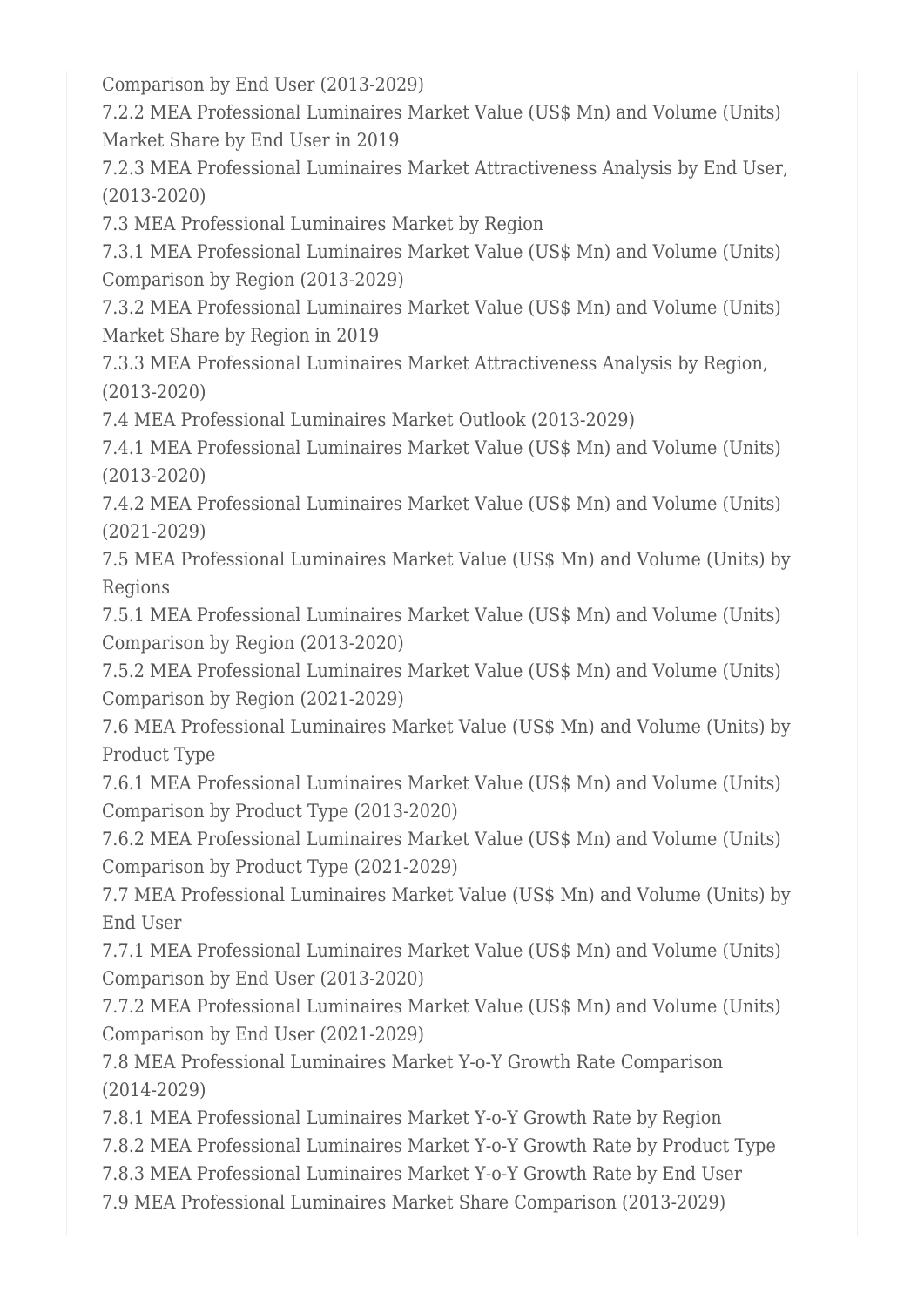Comparison by End User (2013-2029)

7.2.2 MEA Professional Luminaires Market Value (US$ Mn) and Volume (Units) Market Share by End User in 2019

7.2.3 MEA Professional Luminaires Market Attractiveness Analysis by End User, (2013-2020)

7.3 MEA Professional Luminaires Market by Region

7.3.1 MEA Professional Luminaires Market Value (US$ Mn) and Volume (Units) Comparison by Region (2013-2029)

7.3.2 MEA Professional Luminaires Market Value (US$ Mn) and Volume (Units) Market Share by Region in 2019

7.3.3 MEA Professional Luminaires Market Attractiveness Analysis by Region, (2013-2020)

7.4 MEA Professional Luminaires Market Outlook (2013-2029)

7.4.1 MEA Professional Luminaires Market Value (US$ Mn) and Volume (Units) (2013-2020)

7.4.2 MEA Professional Luminaires Market Value (US$ Mn) and Volume (Units) (2021-2029)

7.5 MEA Professional Luminaires Market Value (US$ Mn) and Volume (Units) by Regions

7.5.1 MEA Professional Luminaires Market Value (US$ Mn) and Volume (Units) Comparison by Region (2013-2020)

7.5.2 MEA Professional Luminaires Market Value (US$ Mn) and Volume (Units) Comparison by Region (2021-2029)

7.6 MEA Professional Luminaires Market Value (US$ Mn) and Volume (Units) by Product Type

7.6.1 MEA Professional Luminaires Market Value (US$ Mn) and Volume (Units) Comparison by Product Type (2013-2020)

7.6.2 MEA Professional Luminaires Market Value (US$ Mn) and Volume (Units) Comparison by Product Type (2021-2029)

7.7 MEA Professional Luminaires Market Value (US$ Mn) and Volume (Units) by End User

7.7.1 MEA Professional Luminaires Market Value (US$ Mn) and Volume (Units) Comparison by End User (2013-2020)

7.7.2 MEA Professional Luminaires Market Value (US$ Mn) and Volume (Units) Comparison by End User (2021-2029)

7.8 MEA Professional Luminaires Market Y-o-Y Growth Rate Comparison (2014-2029)

7.8.1 MEA Professional Luminaires Market Y-o-Y Growth Rate by Region

7.8.2 MEA Professional Luminaires Market Y-o-Y Growth Rate by Product Type

7.8.3 MEA Professional Luminaires Market Y-o-Y Growth Rate by End User

7.9 MEA Professional Luminaires Market Share Comparison (2013-2029)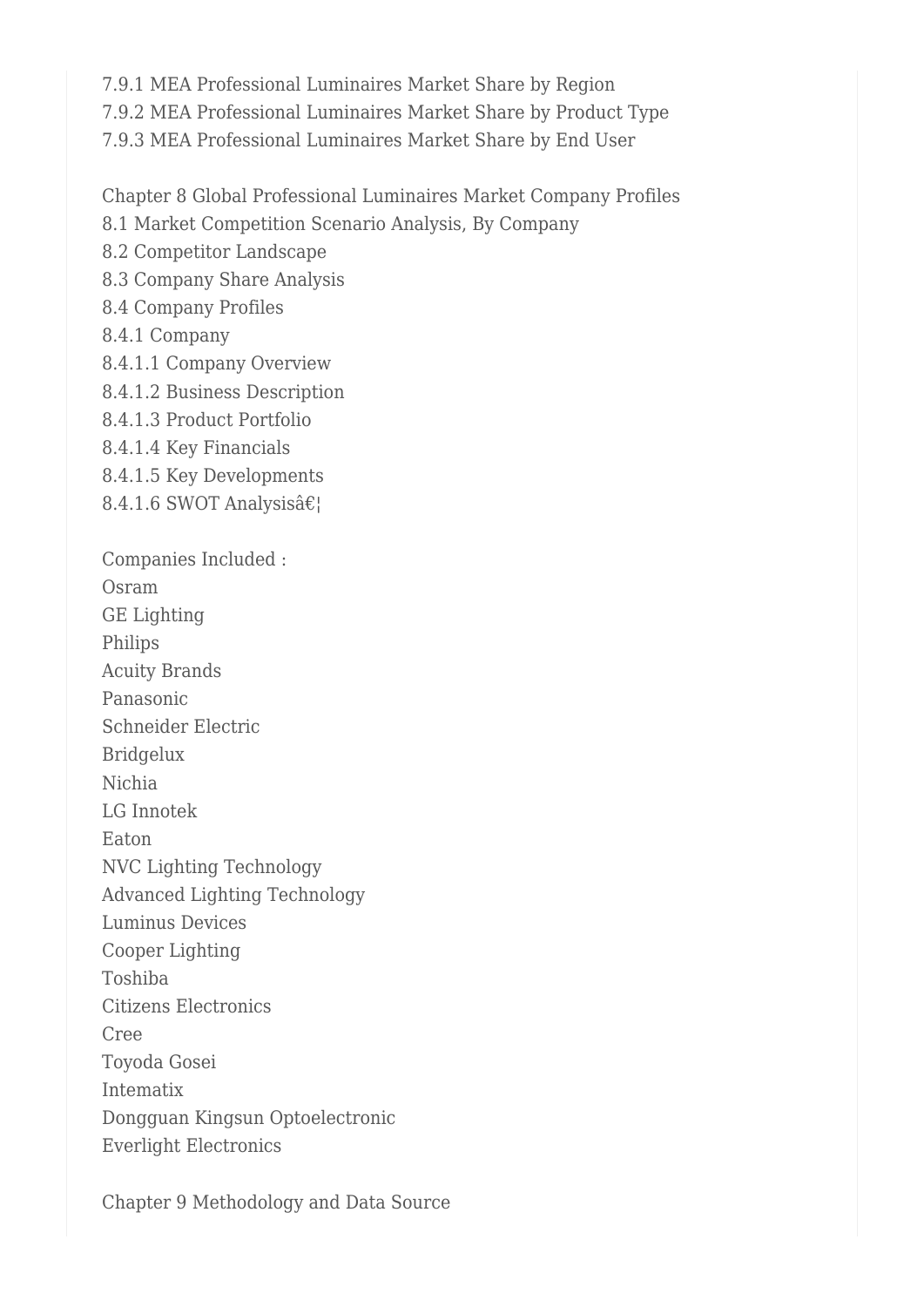7.9.1 MEA Professional Luminaires Market Share by Region
7.9.2 MEA Professional Luminaires Market Share by Product Type
7.9.3 MEA Professional Luminaires Market Share by End User

Chapter 8 Global Professional Luminaires Market Company Profiles
8.1 Market Competition Scenario Analysis, By Company
8.2 Competitor Landscape
8.3 Company Share Analysis
8.4 Company Profiles
8.4.1 Company
8.4.1.1 Company Overview
8.4.1.2 Business Description
8.4.1.3 Product Portfolio
8.4.1.4 Key Financials
8.4.1.5 Key Developments
8.4.1.6 SWOT Analysisâ€¦

Companies Included :
Osram
GE Lighting
Philips
Acuity Brands
Panasonic
Schneider Electric
Bridgelux
Nichia
LG Innotek
Eaton
NVC Lighting Technology
Advanced Lighting Technology
Luminus Devices
Cooper Lighting
Toshiba
Citizens Electronics
Cree
Toyoda Gosei
Intematix
Dongguan Kingsun Optoelectronic
Everlight Electronics

Chapter 9 Methodology and Data Source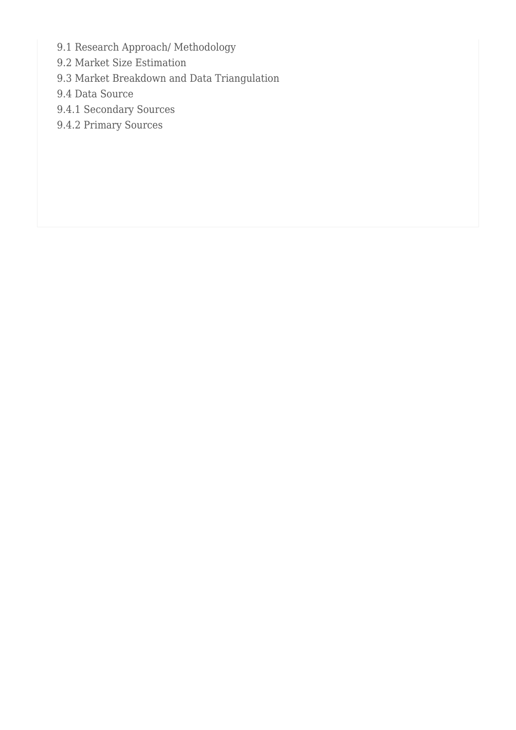9.1 Research Approach/ Methodology
9.2 Market Size Estimation
9.3 Market Breakdown and Data Triangulation
9.4 Data Source
9.4.1 Secondary Sources
9.4.2 Primary Sources